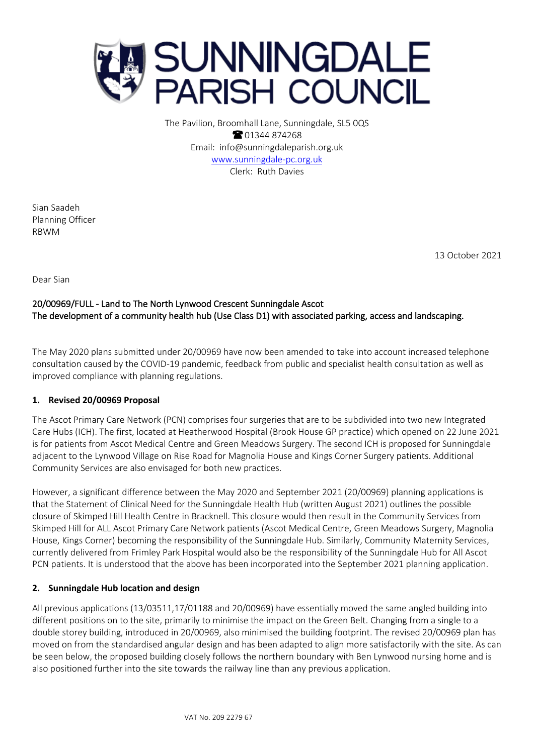# SUNNINGDALE PARISH COUNCIL

The Pavilion, Broomhall Lane, Sunningdale, SL5 0QS
☎ 01344 874268
Email: info@sunningdaleparish.org.uk
www.sunningdale-pc.org.uk
Clerk: Ruth Davies

Sian Saadeh
Planning Officer
RBWM

13 October 2021

Dear Sian

**20/00969/FULL - Land to The North Lynwood Crescent Sunningdale Ascot**
**The development of a community health hub (Use Class D1) with associated parking, access and landscaping.**

The May 2020 plans submitted under 20/00969 have now been amended to take into account increased telephone consultation caused by the COVID-19 pandemic, feedback from public and specialist health consultation as well as improved compliance with planning regulations.

## 1. Revised 20/00969 Proposal

The Ascot Primary Care Network (PCN) comprises four surgeries that are to be subdivided into two new Integrated Care Hubs (ICH). The first, located at Heatherwood Hospital (Brook House GP practice) which opened on 22 June 2021 is for patients from Ascot Medical Centre and Green Meadows Surgery. The second ICH is proposed for Sunningdale adjacent to the Lynwood Village on Rise Road for Magnolia House and Kings Corner Surgery patients. Additional Community Services are also envisaged for both new practices.

However, a significant difference between the May 2020 and September 2021 (20/00969) planning applications is that the Statement of Clinical Need for the Sunningdale Health Hub (written August 2021) outlines the possible closure of Skimped Hill Health Centre in Bracknell. This closure would then result in the Community Services from Skimped Hill for ALL Ascot Primary Care Network patients (Ascot Medical Centre, Green Meadows Surgery, Magnolia House, Kings Corner) becoming the responsibility of the Sunningdale Hub. Similarly, Community Maternity Services, currently delivered from Frimley Park Hospital would also be the responsibility of the Sunningdale Hub for All Ascot PCN patients. It is understood that the above has been incorporated into the September 2021 planning application.

## 2. Sunningdale Hub location and design

All previous applications (13/03511,17/01188 and 20/00969) have essentially moved the same angled building into different positions on to the site, primarily to minimise the impact on the Green Belt. Changing from a single to a double storey building, introduced in 20/00969, also minimised the building footprint. The revised 20/00969 plan has moved on from the standardised angular design and has been adapted to align more satisfactorily with the site. As can be seen below, the proposed building closely follows the northern boundary with Ben Lynwood nursing home and is also positioned further into the site towards the railway line than any previous application.

VAT No. 209 2279 67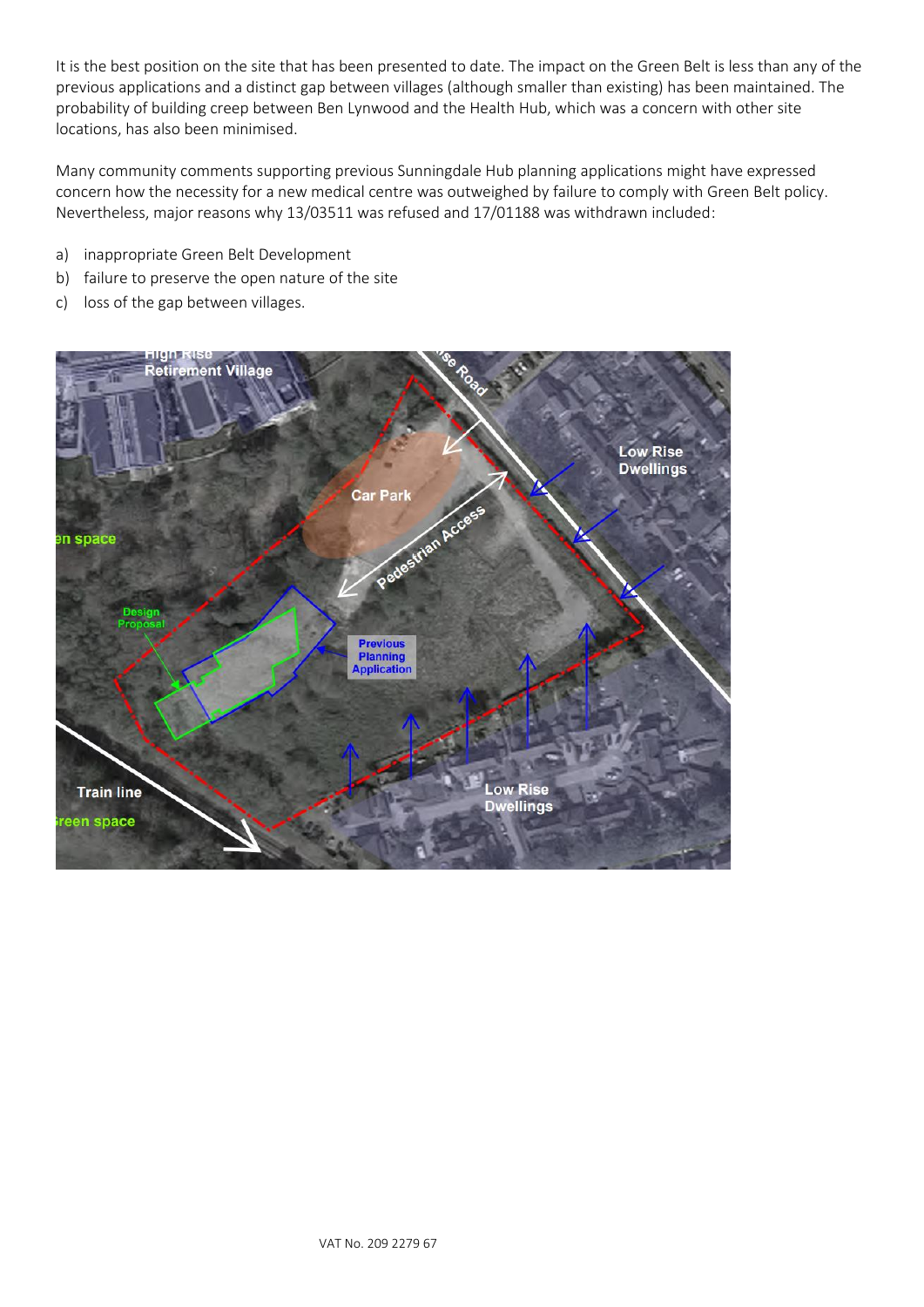It is the best position on the site that has been presented to date. The impact on the Green Belt is less than any of the previous applications and a distinct gap between villages (although smaller than existing) has been maintained. The probability of building creep between Ben Lynwood and the Health Hub, which was a concern with other site locations, has also been minimised.

Many community comments supporting previous Sunningdale Hub planning applications might have expressed concern how the necessity for a new medical centre was outweighed by failure to comply with Green Belt policy. Nevertheless, major reasons why 13/03511 was refused and 17/01188 was withdrawn included:

a) inappropriate Green Belt Development
b) failure to preserve the open nature of the site
c) loss of the gap between villages.

High Rise Retirement Village

Car Park

Pedestrian Access

Low Rise Dwellings

Design Proposal

Previous Planning Application

Train line

Green space

Low Rise Dwellings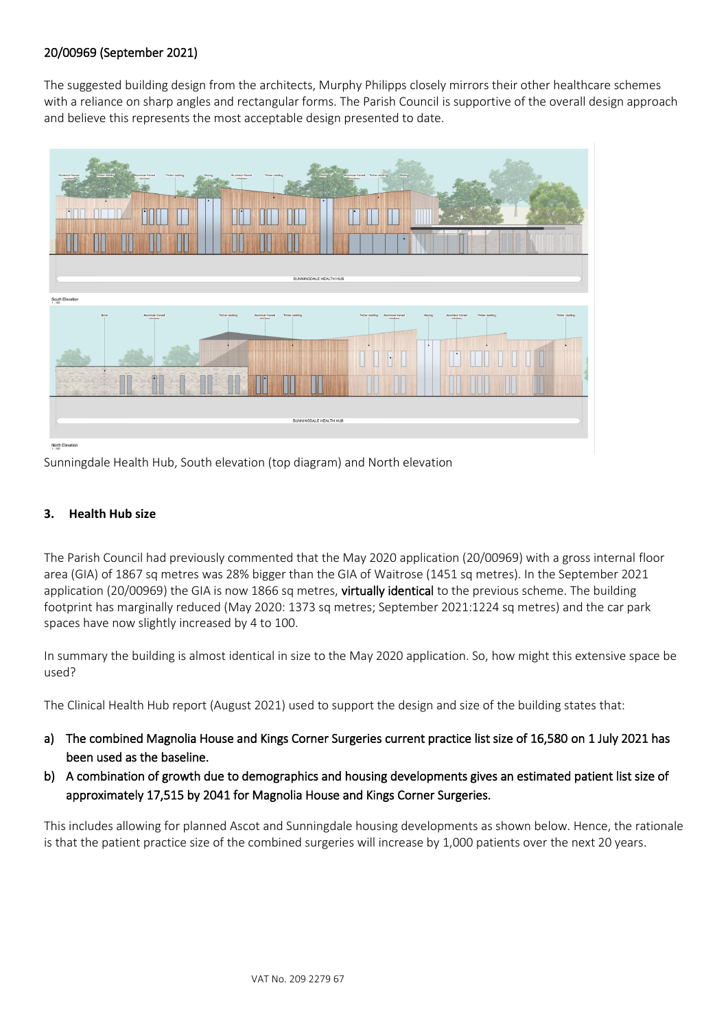20/00969 (September 2021)

The suggested building design from the architects, Murphy Philipps closely mirrors their other healthcare schemes with a reliance on sharp angles and rectangular forms. The Parish Council is supportive of the overall design approach and believe this represents the most acceptable design presented to date.

Sunningdale Health Hub, South elevation (top diagram) and North elevation

## 3. Health Hub size

The Parish Council had previously commented that the May 2020 application (20/00969) with a gross internal floor area (GIA) of 1867 sq metres was 28% bigger than the GIA of Waitrose (1451 sq metres). In the September 2021 application (20/00969) the GIA is now 1866 sq metres, **virtually identical** to the previous scheme. The building footprint has marginally reduced (May 2020: 1373 sq metres; September 2021:1224 sq metres) and the car park spaces have now slightly increased by 4 to 100.

In summary the building is almost identical in size to the May 2020 application. So, how might this extensive space be used?

The Clinical Health Hub report (August 2021) used to support the design and size of the building states that:

a) The combined Magnolia House and Kings Corner Surgeries current practice list size of 16,580 on 1 July 2021 has been used as the baseline.
b) A combination of growth due to demographics and housing developments gives an estimated patient list size of approximately 17,515 by 2041 for Magnolia House and Kings Corner Surgeries.

This includes allowing for planned Ascot and Sunningdale housing developments as shown below. Hence, the rationale is that the patient practice size of the combined surgeries will increase by 1,000 patients over the next 20 years.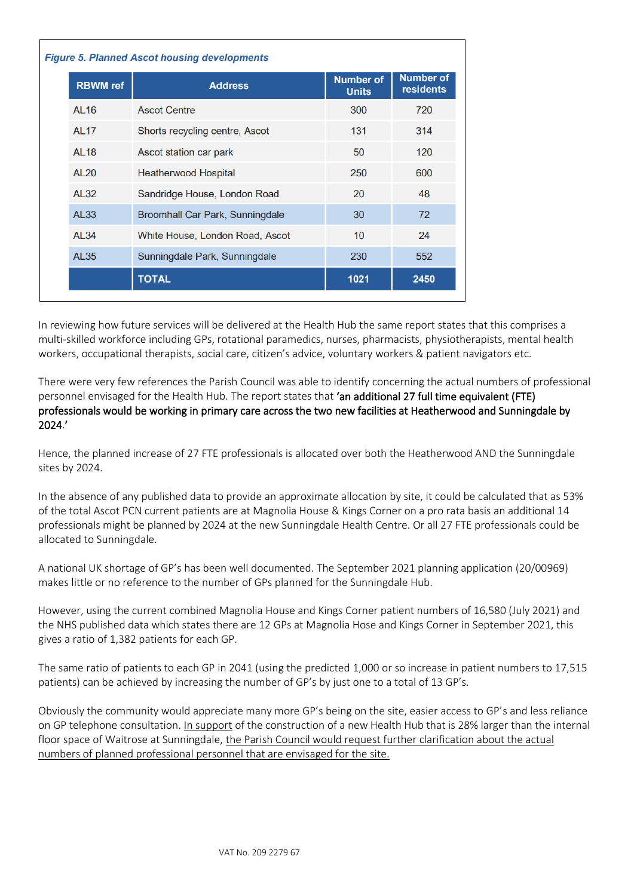*Figure 5. Planned Ascot housing developments*

| RBWM ref | Address | Number of Units | Number of residents |
|---|---|---|---|
| AL16 | Ascot Centre | 300 | 720 |
| AL17 | Shorts recycling centre, Ascot | 131 | 314 |
| AL18 | Ascot station car park | 50 | 120 |
| AL20 | Heatherwood Hospital | 250 | 600 |
| AL32 | Sandridge House, London Road | 20 | 48 |
| AL33 | Broomhall Car Park, Sunningdale | 30 | 72 |
| AL34 | White House, London Road, Ascot | 10 | 24 |
| AL35 | Sunningdale Park, Sunningdale | 230 | 552 |
| | **TOTAL** | **1021** | **2450** |

In reviewing how future services will be delivered at the Health Hub the same report states that this comprises a multi-skilled workforce including GPs, rotational paramedics, nurses, pharmacists, physiotherapists, mental health workers, occupational therapists, social care, citizen's advice, voluntary workers & patient navigators etc.

There were very few references the Parish Council was able to identify concerning the actual numbers of professional personnel envisaged for the Health Hub. The report states that **'an additional 27 full time equivalent (FTE) professionals would be working in primary care across the two new facilities at Heatherwood and Sunningdale by 2024**.'

Hence, the planned increase of 27 FTE professionals is allocated over both the Heatherwood AND the Sunningdale sites by 2024.

In the absence of any published data to provide an approximate allocation by site, it could be calculated that as 53% of the total Ascot PCN current patients are at Magnolia House & Kings Corner on a pro rata basis an additional 14 professionals might be planned by 2024 at the new Sunningdale Health Centre. Or all 27 FTE professionals could be allocated to Sunningdale.

A national UK shortage of GP's has been well documented. The September 2021 planning application (20/00969) makes little or no reference to the number of GPs planned for the Sunningdale Hub.

However, using the current combined Magnolia House and Kings Corner patient numbers of 16,580 (July 2021) and the NHS published data which states there are 12 GPs at Magnolia Hose and Kings Corner in September 2021, this gives a ratio of 1,382 patients for each GP.

The same ratio of patients to each GP in 2041 (using the predicted 1,000 or so increase in patient numbers to 17,515 patients) can be achieved by increasing the number of GP's by just one to a total of 13 GP's.

Obviously the community would appreciate many more GP's being on the site, easier access to GP's and less reliance on GP telephone consultation. <u>In support</u> of the construction of a new Health Hub that is 28% larger than the internal floor space of Waitrose at Sunningdale, <u>the Parish Council would request further clarification about the actual numbers of planned professional personnel that are envisaged for the site.</u>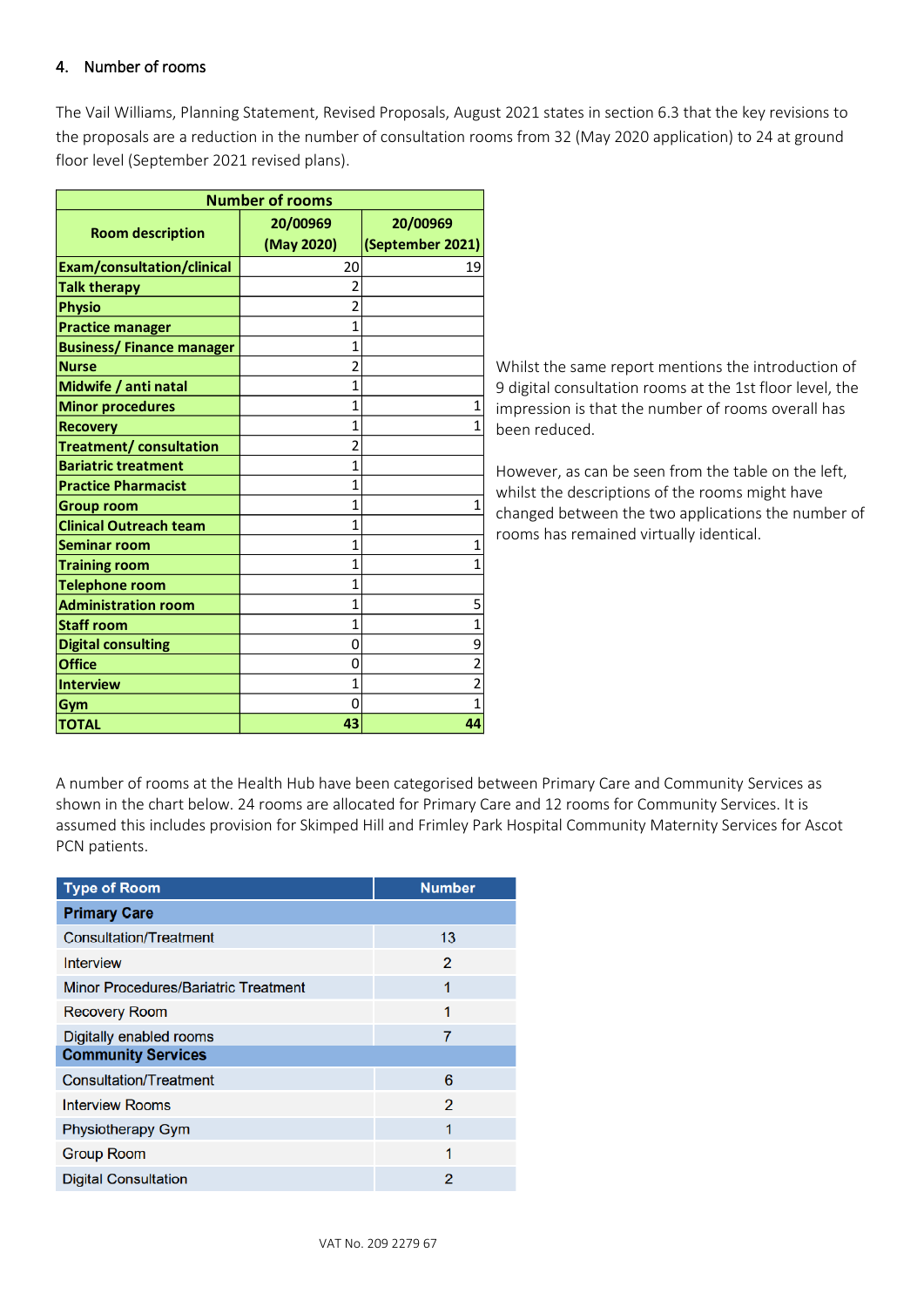## 4. Number of rooms

The Vail Williams, Planning Statement, Revised Proposals, August 2021 states in section 6.3 that the key revisions to the proposals are a reduction in the number of consultation rooms from 32 (May 2020 application) to 24 at ground floor level (September 2021 revised plans).

| Number of rooms | | |
|---|---|---|
| **Room description** | **20/00969 (May 2020)** | **20/00969 (September 2021)** |
| Exam/consultation/clinical | 20 | 19 |
| Talk therapy | 2 | |
| Physio | 2 | |
| Practice manager | 1 | |
| Business/ Finance manager | 1 | |
| Nurse | 2 | |
| Midwife / anti natal | 1 | |
| Minor procedures | 1 | 1 |
| Recovery | 1 | 1 |
| Treatment/ consultation | 2 | |
| Bariatric treatment | 1 | |
| Practice Pharmacist | 1 | |
| Group room | 1 | 1 |
| Clinical Outreach team | 1 | |
| Seminar room | 1 | 1 |
| Training room | 1 | 1 |
| Telephone room | 1 | |
| Administration room | 1 | 5 |
| Staff room | 1 | 1 |
| Digital consulting | 0 | 9 |
| Office | 0 | 2 |
| Interview | 1 | 2 |
| Gym | 0 | 1 |
| **TOTAL** | **43** | **44** |

Whilst the same report mentions the introduction of 9 digital consultation rooms at the 1st floor level, the impression is that the number of rooms overall has been reduced.

However, as can be seen from the table on the left, whilst the descriptions of the rooms might have changed between the two applications the number of rooms has remained virtually identical.

A number of rooms at the Health Hub have been categorised between Primary Care and Community Services as shown in the chart below. 24 rooms are allocated for Primary Care and 12 rooms for Community Services. It is assumed this includes provision for Skimped Hill and Frimley Park Hospital Community Maternity Services for Ascot PCN patients.

| Type of Room | Number |
|---|---|
| **Primary Care** | |
| Consultation/Treatment | 13 |
| Interview | 2 |
| Minor Procedures/Bariatric Treatment | 1 |
| Recovery Room | 1 |
| Digitally enabled rooms | 7 |
| **Community Services** | |
| Consultation/Treatment | 6 |
| Interview Rooms | 2 |
| Physiotherapy Gym | 1 |
| Group Room | 1 |
| Digital Consultation | 2 |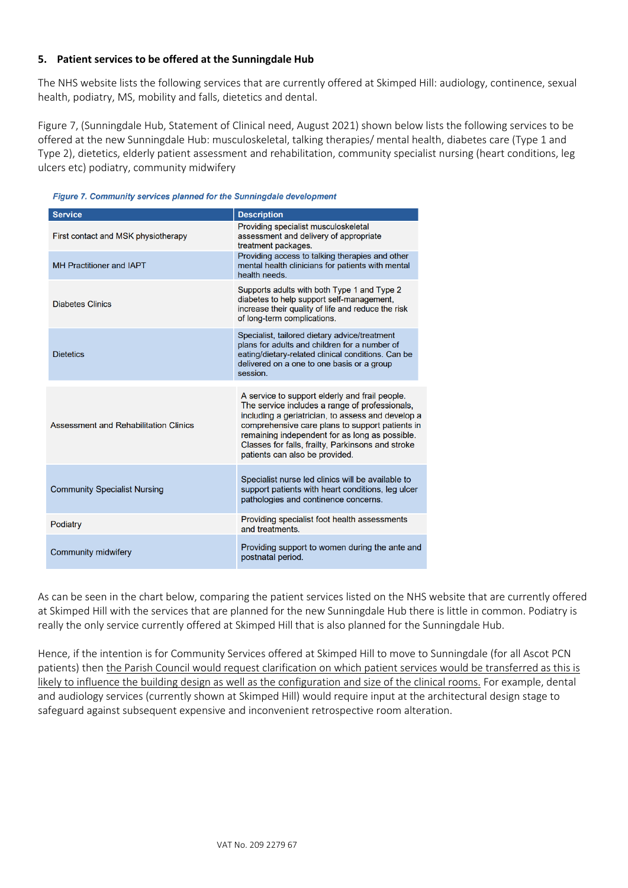## 5. Patient services to be offered at the Sunningdale Hub

The NHS website lists the following services that are currently offered at Skimped Hill: audiology, continence, sexual health, podiatry, MS, mobility and falls, dietetics and dental.

Figure 7, (Sunningdale Hub, Statement of Clinical need, August 2021) shown below lists the following services to be offered at the new Sunningdale Hub: musculoskeletal, talking therapies/ mental health, diabetes care (Type 1 and Type 2), dietetics, elderly patient assessment and rehabilitation, community specialist nursing (heart conditions, leg ulcers etc) podiatry, community midwifery

*Figure 7. Community services planned for the Sunningdale development*

| Service | Description |
|---|---|
| First contact and MSK physiotherapy | Providing specialist musculoskeletal assessment and delivery of appropriate treatment packages. |
| MH Practitioner and IAPT | Providing access to talking therapies and other mental health clinicians for patients with mental health needs. |
| Diabetes Clinics | Supports adults with both Type 1 and Type 2 diabetes to help support self-management, increase their quality of life and reduce the risk of long-term complications. |
| Dietetics | Specialist, tailored dietary advice/treatment plans for adults and children for a number of eating/dietary-related clinical conditions. Can be delivered on a one to one basis or a group session. |
| Assessment and Rehabilitation Clinics | A service to support elderly and frail people. The service includes a range of professionals, including a geriatrician, to assess and develop a comprehensive care plans to support patients in remaining independent for as long as possible. Classes for falls, frailty, Parkinsons and stroke patients can also be provided. |
| Community Specialist Nursing | Specialist nurse led clinics will be available to support patients with heart conditions, leg ulcer pathologies and continence concerns. |
| Podiatry | Providing specialist foot health assessments and treatments. |
| Community midwifery | Providing support to women during the ante and postnatal period. |

As can be seen in the chart below, comparing the patient services listed on the NHS website that are currently offered at Skimped Hill with the services that are planned for the new Sunningdale Hub there is little in common. Podiatry is really the only service currently offered at Skimped Hill that is also planned for the Sunningdale Hub.

Hence, if the intention is for Community Services offered at Skimped Hill to move to Sunningdale (for all Ascot PCN patients) then <u>the Parish Council would request clarification on which patient services would be transferred as this is likely to influence the building design as well as the configuration and size of the clinical rooms.</u> For example, dental and audiology services (currently shown at Skimped Hill) would require input at the architectural design stage to safeguard against subsequent expensive and inconvenient retrospective room alteration.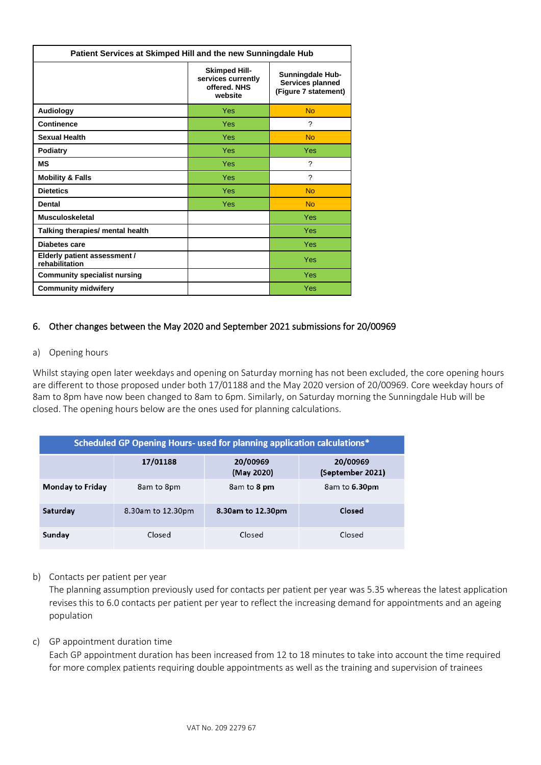| Patient Services at Skimped Hill and the new Sunningdale Hub | | |
|---|---|---|
| | Skimped Hill- services currently offered. NHS website | Sunningdale Hub- Services planned (Figure 7 statement) |
| **Audiology** | Yes | No |
| **Continence** | Yes | ? |
| **Sexual Health** | Yes | No |
| **Podiatry** | Yes | Yes |
| **MS** | Yes | ? |
| **Mobility & Falls** | Yes | ? |
| **Dietetics** | Yes | No |
| **Dental** | Yes | No |
| **Musculoskeletal** | | Yes |
| **Talking therapies/ mental health** | | Yes |
| **Diabetes care** | | Yes |
| **Elderly patient assessment / rehabilitation** | | Yes |
| **Community specialist nursing** | | Yes |
| **Community midwifery** | | Yes |

## 6. Other changes between the May 2020 and September 2021 submissions for 20/00969

a) Opening hours

Whilst staying open later weekdays and opening on Saturday morning has not been excluded, the core opening hours are different to those proposed under both 17/01188 and the May 2020 version of 20/00969. Core weekday hours of 8am to 8pm have now been changed to 8am to 6pm. Similarly, on Saturday morning the Sunningdale Hub will be closed. The opening hours below are the ones used for planning calculations.

| Scheduled GP Opening Hours- used for planning application calculations* | | | |
|---|---|---|---|
| | **17/01188** | **20/00969 (May 2020)** | **20/00969 (September 2021)** |
| **Monday to Friday** | 8am to 8pm | 8am to **8 pm** | 8am to **6.30pm** |
| **Saturday** | 8.30am to 12.30pm | **8.30am to 12.30pm** | **Closed** |
| **Sunday** | Closed | Closed | Closed |

b) Contacts per patient per year

The planning assumption previously used for contacts per patient per year was 5.35 whereas the latest application revises this to 6.0 contacts per patient per year to reflect the increasing demand for appointments and an ageing population

c) GP appointment duration time

Each GP appointment duration has been increased from 12 to 18 minutes to take into account the time required for more complex patients requiring double appointments as well as the training and supervision of trainees

VAT No. 209 2279 67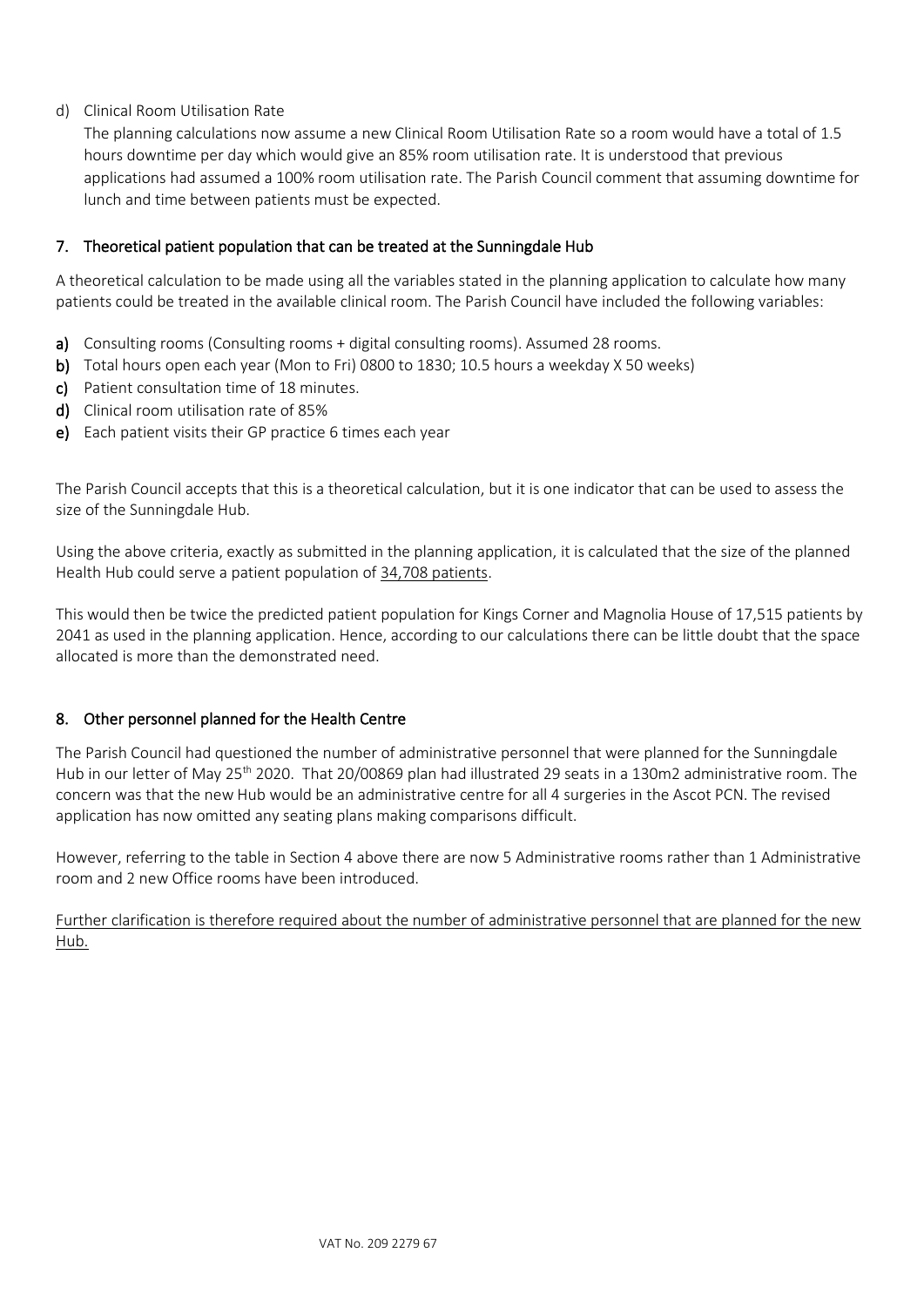d) Clinical Room Utilisation Rate

The planning calculations now assume a new Clinical Room Utilisation Rate so a room would have a total of 1.5 hours downtime per day which would give an 85% room utilisation rate. It is understood that previous applications had assumed a 100% room utilisation rate. The Parish Council comment that assuming downtime for lunch and time between patients must be expected.

## 7. Theoretical patient population that can be treated at the Sunningdale Hub

A theoretical calculation to be made using all the variables stated in the planning application to calculate how many patients could be treated in the available clinical room. The Parish Council have included the following variables:

**a)** Consulting rooms (Consulting rooms + digital consulting rooms). Assumed 28 rooms.
**b)** Total hours open each year (Mon to Fri) 0800 to 1830; 10.5 hours a weekday X 50 weeks)
**c)** Patient consultation time of 18 minutes.
**d)** Clinical room utilisation rate of 85%
**e)** Each patient visits their GP practice 6 times each year

The Parish Council accepts that this is a theoretical calculation, but it is one indicator that can be used to assess the size of the Sunningdale Hub.

Using the above criteria, exactly as submitted in the planning application, it is calculated that the size of the planned Health Hub could serve a patient population of 34,708 patients.

This would then be twice the predicted patient population for Kings Corner and Magnolia House of 17,515 patients by 2041 as used in the planning application. Hence, according to our calculations there can be little doubt that the space allocated is more than the demonstrated need.

## 8. Other personnel planned for the Health Centre

The Parish Council had questioned the number of administrative personnel that were planned for the Sunningdale Hub in our letter of May 25th 2020. That 20/00869 plan had illustrated 29 seats in a 130m2 administrative room. The concern was that the new Hub would be an administrative centre for all 4 surgeries in the Ascot PCN. The revised application has now omitted any seating plans making comparisons difficult.

However, referring to the table in Section 4 above there are now 5 Administrative rooms rather than 1 Administrative room and 2 new Office rooms have been introduced.

Further clarification is therefore required about the number of administrative personnel that are planned for the new Hub.

VAT No. 209 2279 67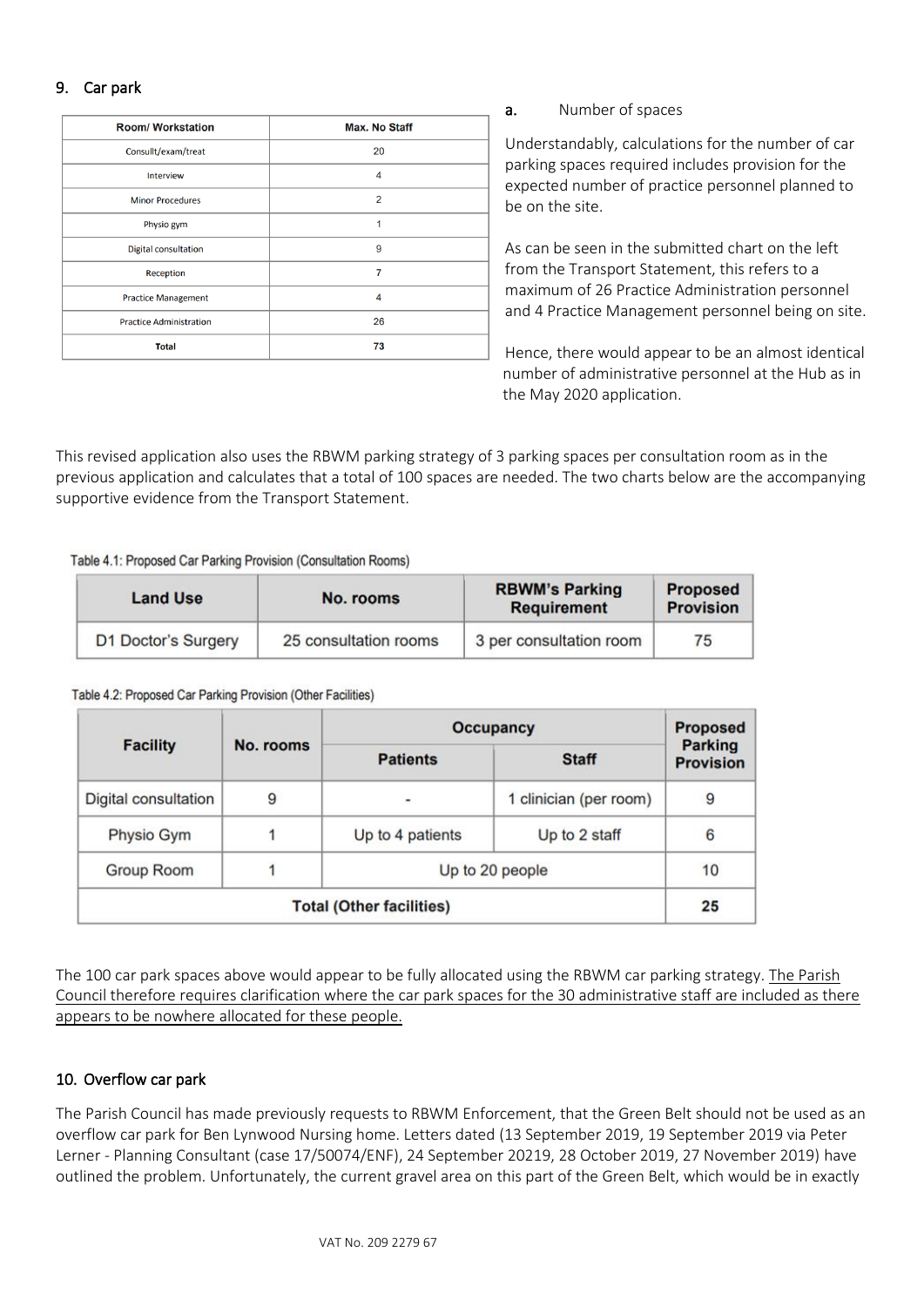## 9. Car park

| Room/ Workstation | Max. No Staff |
|---|---|
| Consult/exam/treat | 20 |
| Interview | 4 |
| Minor Procedures | 2 |
| Physio gym | 1 |
| Digital consultation | 9 |
| Reception | 7 |
| Practice Management | 4 |
| Practice Administration | 26 |
| **Total** | **73** |

**a.** Number of spaces

Understandably, calculations for the number of car parking spaces required includes provision for the expected number of practice personnel planned to be on the site.

As can be seen in the submitted chart on the left from the Transport Statement, this refers to a maximum of 26 Practice Administration personnel and 4 Practice Management personnel being on site.

Hence, there would appear to be an almost identical number of administrative personnel at the Hub as in the May 2020 application.

This revised application also uses the RBWM parking strategy of 3 parking spaces per consultation room as in the previous application and calculates that a total of 100 spaces are needed. The two charts below are the accompanying supportive evidence from the Transport Statement.

Table 4.1: Proposed Car Parking Provision (Consultation Rooms)

| Land Use | No. rooms | RBWM's Parking Requirement | Proposed Provision |
|---|---|---|---|
| D1 Doctor's Surgery | 25 consultation rooms | 3 per consultation room | 75 |

Table 4.2: Proposed Car Parking Provision (Other Facilities)

| Facility | No. rooms | Occupancy | | Proposed Parking Provision |
|---|---|---|---|---|
| | | Patients | Staff | |
| Digital consultation | 9 | - | 1 clinician (per room) | 9 |
| Physio Gym | 1 | Up to 4 patients | Up to 2 staff | 6 |
| Group Room | 1 | Up to 20 people | | 10 |
| **Total (Other facilities)** | | | | **25** |

The 100 car park spaces above would appear to be fully allocated using the RBWM car parking strategy. The Parish Council therefore requires clarification where the car park spaces for the 30 administrative staff are included as there appears to be nowhere allocated for these people.

## 10. Overflow car park

The Parish Council has made previously requests to RBWM Enforcement, that the Green Belt should not be used as an overflow car park for Ben Lynwood Nursing home. Letters dated (13 September 2019, 19 September 2019 via Peter Lerner - Planning Consultant (case 17/50074/ENF), 24 September 20219, 28 October 2019, 27 November 2019) have outlined the problem. Unfortunately, the current gravel area on this part of the Green Belt, which would be in exactly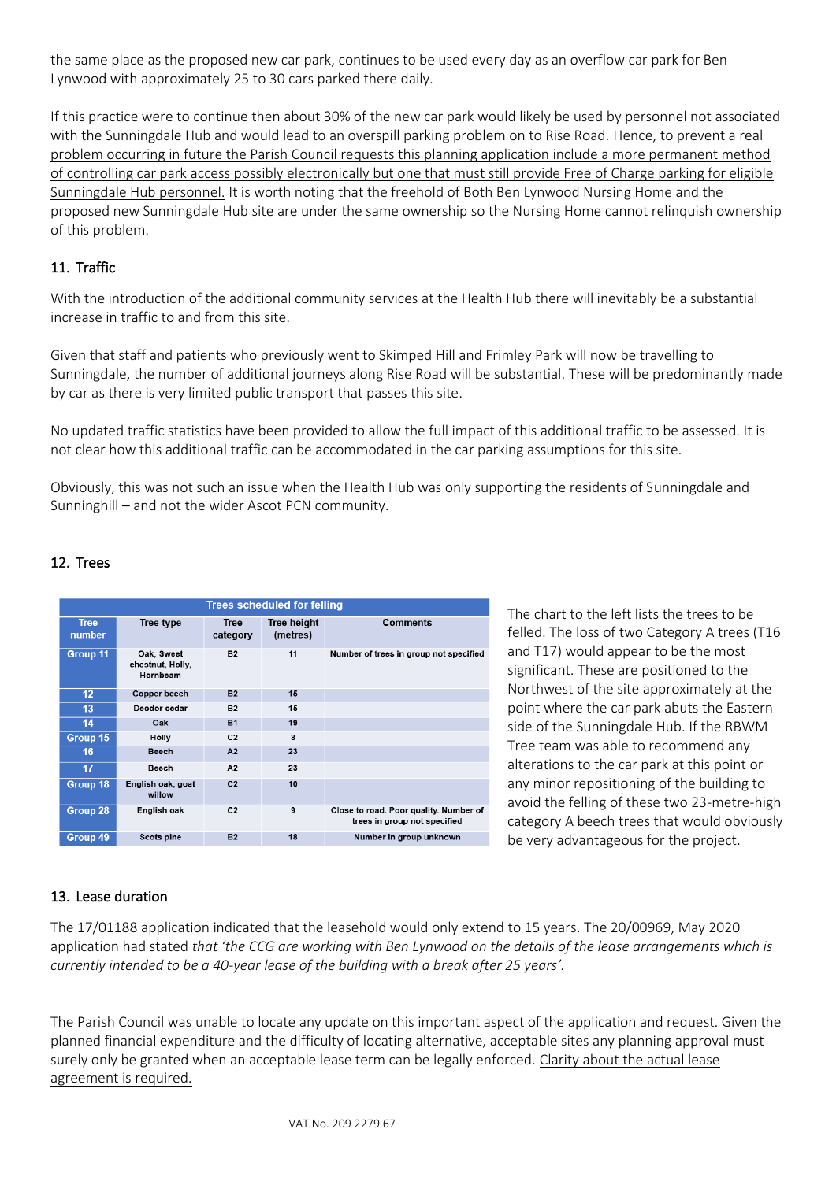the same place as the proposed new car park, continues to be used every day as an overflow car park for Ben Lynwood with approximately 25 to 30 cars parked there daily.

If this practice were to continue then about 30% of the new car park would likely be used by personnel not associated with the Sunningdale Hub and would lead to an overspill parking problem on to Rise Road. <u>Hence, to prevent a real problem occurring in future the Parish Council requests this planning application include a more permanent method of controlling car park access possibly electronically but one that must still provide Free of Charge parking for eligible Sunningdale Hub personnel.</u> It is worth noting that the freehold of Both Ben Lynwood Nursing Home and the proposed new Sunningdale Hub site are under the same ownership so the Nursing Home cannot relinquish ownership of this problem.

## 11. Traffic

With the introduction of the additional community services at the Health Hub there will inevitably be a substantial increase in traffic to and from this site.

Given that staff and patients who previously went to Skimped Hill and Frimley Park will now be travelling to Sunningdale, the number of additional journeys along Rise Road will be substantial. These will be predominantly made by car as there is very limited public transport that passes this site.

No updated traffic statistics have been provided to allow the full impact of this additional traffic to be assessed. It is not clear how this additional traffic can be accommodated in the car parking assumptions for this site.

Obviously, this was not such an issue when the Health Hub was only supporting the residents of Sunningdale and Sunninghill – and not the wider Ascot PCN community.

## 12. Trees

| Trees scheduled for felling | | | | |
|---|---|---|---|---|
| Tree number | Tree type | Tree category | Tree height (metres) | Comments |
| Group 11 | Oak, Sweet chestnut, Holly, Hornbeam | B2 | 11 | Number of trees in group not specified |
| 12 | Copper beech | B2 | 15 | |
| 13 | Deodor cedar | B2 | 15 | |
| 14 | Oak | B1 | 19 | |
| Group 15 | Holly | C2 | 8 | |
| 16 | Beech | A2 | 23 | |
| 17 | Beech | A2 | 23 | |
| Group 18 | English oak, goat willow | C2 | 10 | |
| Group 28 | English oak | C2 | 9 | Close to road. Poor quality. Number of trees in group not specified |
| Group 49 | Scots pine | B2 | 18 | Number in group unknown |

The chart to the left lists the trees to be felled. The loss of two Category A trees (T16 and T17) would appear to be the most significant. These are positioned to the Northwest of the site approximately at the point where the car park abuts the Eastern side of the Sunningdale Hub. If the RBWM Tree team was able to recommend any alterations to the car park at this point or any minor repositioning of the building to avoid the felling of these two 23-metre-high category A beech trees that would obviously be very advantageous for the project.

## 13. Lease duration

The 17/01188 application indicated that the leasehold would only extend to 15 years. The 20/00969, May 2020 application had stated *that 'the CCG are working with Ben Lynwood on the details of the lease arrangements which is currently intended to be a 40-year lease of the building with a break after 25 years'.*

The Parish Council was unable to locate any update on this important aspect of the application and request. Given the planned financial expenditure and the difficulty of locating alternative, acceptable sites any planning approval must surely only be granted when an acceptable lease term can be legally enforced. <u>Clarity about the actual lease agreement is required.</u>

VAT No. 209 2279 67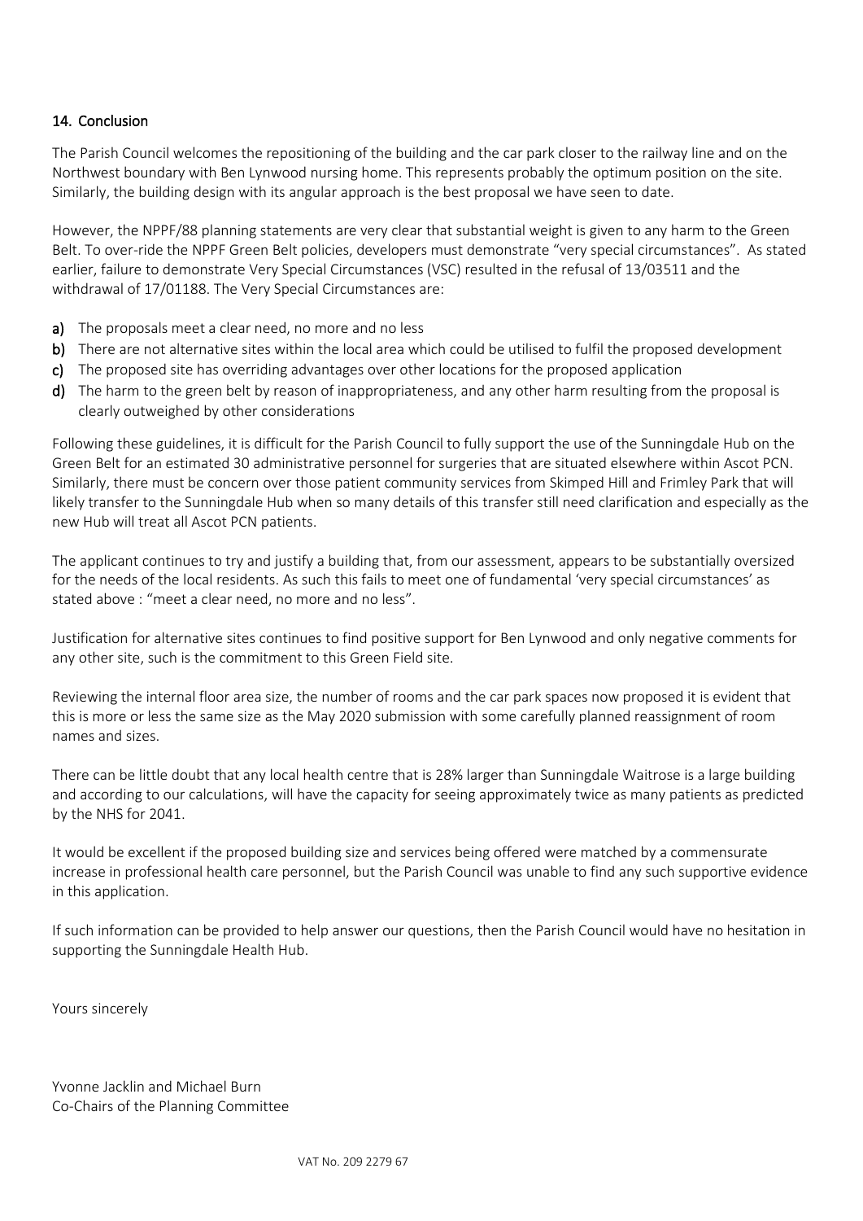## 14. Conclusion

The Parish Council welcomes the repositioning of the building and the car park closer to the railway line and on the Northwest boundary with Ben Lynwood nursing home. This represents probably the optimum position on the site. Similarly, the building design with its angular approach is the best proposal we have seen to date.

However, the NPPF/88 planning statements are very clear that substantial weight is given to any harm to the Green Belt. To over-ride the NPPF Green Belt policies, developers must demonstrate "very special circumstances". As stated earlier, failure to demonstrate Very Special Circumstances (VSC) resulted in the refusal of 13/03511 and the withdrawal of 17/01188. The Very Special Circumstances are:

- **a)** The proposals meet a clear need, no more and no less
- **b)** There are not alternative sites within the local area which could be utilised to fulfil the proposed development
- **c)** The proposed site has overriding advantages over other locations for the proposed application
- **d)** The harm to the green belt by reason of inappropriateness, and any other harm resulting from the proposal is clearly outweighed by other considerations

Following these guidelines, it is difficult for the Parish Council to fully support the use of the Sunningdale Hub on the Green Belt for an estimated 30 administrative personnel for surgeries that are situated elsewhere within Ascot PCN. Similarly, there must be concern over those patient community services from Skimped Hill and Frimley Park that will likely transfer to the Sunningdale Hub when so many details of this transfer still need clarification and especially as the new Hub will treat all Ascot PCN patients.

The applicant continues to try and justify a building that, from our assessment, appears to be substantially oversized for the needs of the local residents. As such this fails to meet one of fundamental 'very special circumstances' as stated above : "meet a clear need, no more and no less".

Justification for alternative sites continues to find positive support for Ben Lynwood and only negative comments for any other site, such is the commitment to this Green Field site.

Reviewing the internal floor area size, the number of rooms and the car park spaces now proposed it is evident that this is more or less the same size as the May 2020 submission with some carefully planned reassignment of room names and sizes.

There can be little doubt that any local health centre that is 28% larger than Sunningdale Waitrose is a large building and according to our calculations, will have the capacity for seeing approximately twice as many patients as predicted by the NHS for 2041.

It would be excellent if the proposed building size and services being offered were matched by a commensurate increase in professional health care personnel, but the Parish Council was unable to find any such supportive evidence in this application.

If such information can be provided to help answer our questions, then the Parish Council would have no hesitation in supporting the Sunningdale Health Hub.

Yours sincerely

Yvonne Jacklin and Michael Burn
Co-Chairs of the Planning Committee

VAT No. 209 2279 67